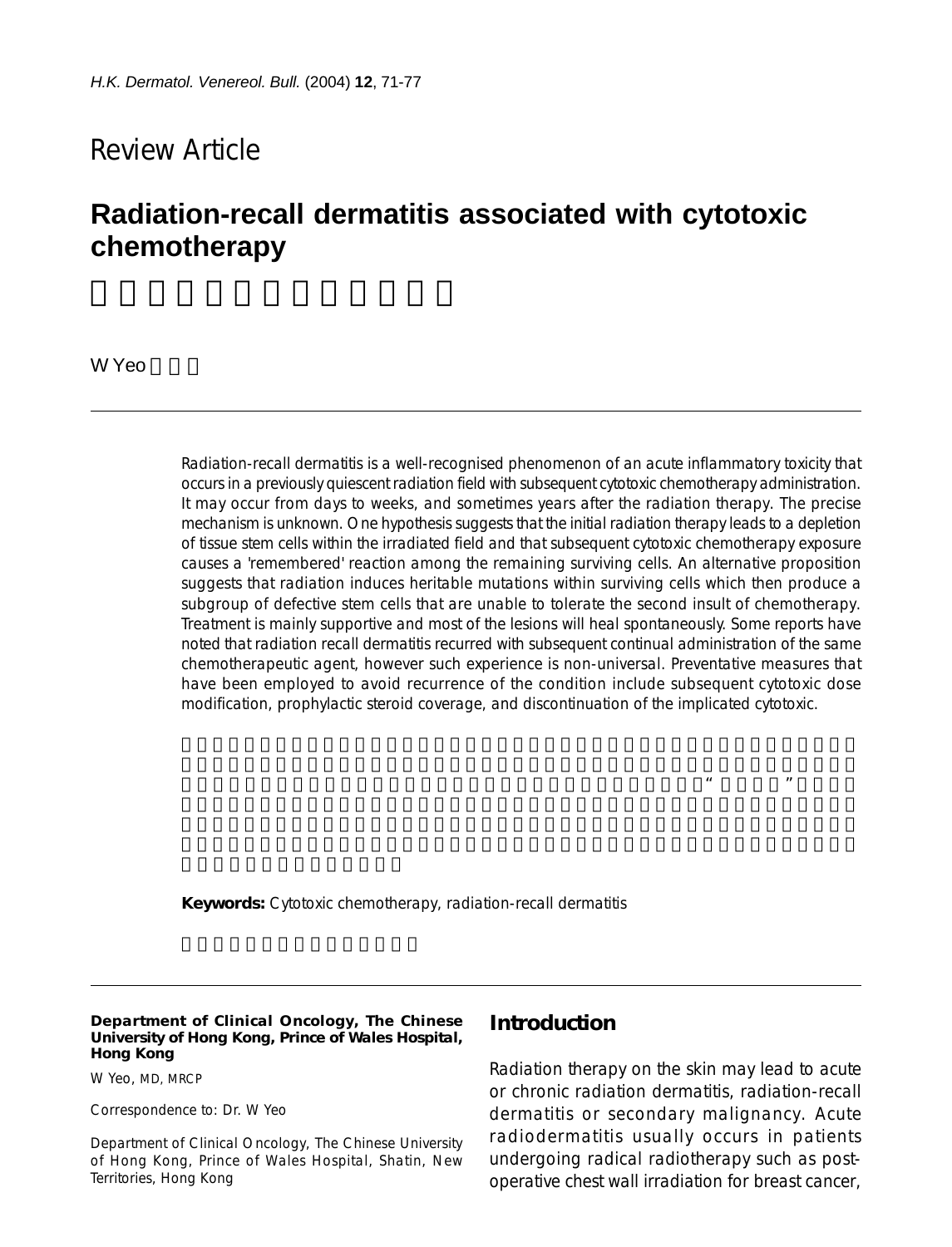Review Article

# Radiation-recall dermatitis associated with cytotoxic chemotherapy

W Yeo

Radiation-recall dermatitis is a well-recognised phenomenon of an acute inflammatory toxicity that occurs in a previously quiescent radiation field with subsequent cytotoxic chemotherapy administration. It may occur from days to weeks, and sometimes years after the radiation therapy. The precise mechanism is unknown. One hypothesis suggests that the initial radiation therapy leads to a depletion of tissue stem cells within the irradiated field and that subsequent cytotoxic chemotherapy exposure causes a 'remembered' reaction among the remaining surviving cells. An alternative proposition suggests that radiation induces heritable mutations within surviving cells which then produce a subgroup of defective stem cells that are unable to tolerate the second insult of chemotherapy. Treatment is mainly supportive and most of the lesions will heal spontaneously. Some reports have noted that radiation recall dermatitis recurred with subsequent continual administration of the same chemotherapeutic agent, however such experience is non-universal. Preventative measures that have been employed to avoid recurrence of the condition include subsequent cytotoxic dose modification, prophylactic steroid coverage, and discontinuation of the implicated cytotoxic.

**Keywords:** Cytotoxic chemotherapy, radiation-recall dermatitis

**Department of Clinical Oncology, The Chinese University of Hong Kong, Prince of Wales Hospital, Hong Kong**

W Yeo, MD, MRCP

Correspondence to: Dr. W Yeo

Department of Clinical Oncology, The Chinese University of Hong Kong, Prince of Wales Hospital, Shatin, New Territories, Hong Kong

## Introduction

Radiation therapy on the skin may lead to acute or chronic radiation dermatitis, radiation-recall dermatitis or secondary malignancy. Acute radiodermatitis usually occurs in patients undergoing radical radiotherapy such as post-operative chest wall irradiation for breast cancer,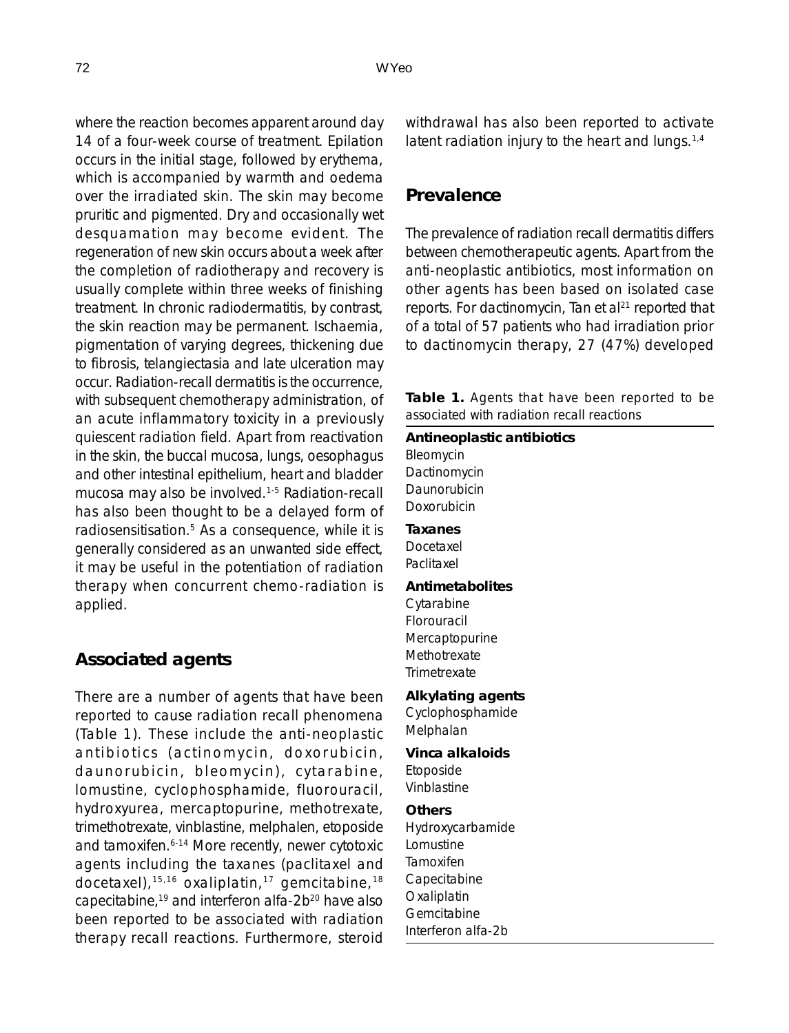where the reaction becomes apparent around day 14 of a four-week course of treatment. Epilation occurs in the initial stage, followed by erythema, which is accompanied by warmth and oedema over the irradiated skin. The skin may become pruritic and pigmented. Dry and occasionally wet desquamation may become evident. The regeneration of new skin occurs about a week after the completion of radiotherapy and recovery is usually complete within three weeks of finishing treatment. In chronic radiodermatitis, by contrast, the skin reaction may be permanent. Ischaemia, pigmentation of varying degrees, thickening due to fibrosis, telangiectasia and late ulceration may occur. Radiation-recall dermatitis is the occurrence, with subsequent chemotherapy administration, of an acute inflammatory toxicity in a previously quiescent radiation field. Apart from reactivation in the skin, the buccal mucosa, lungs, oesophagus and other intestinal epithelium, heart and bladder mucosa may also be involved.[1-5] Radiation-recall has also been thought to be a delayed form of radiosensitisation.[5] As a consequence, while it is generally considered as an unwanted side effect, it may be useful in the potentiation of radiation therapy when concurrent chemo-radiation is applied.

## Associated agents

There are a number of agents that have been reported to cause radiation recall phenomena (Table 1). These include the anti-neoplastic antibiotics (actinomycin, doxorubicin, daunorubicin, bleomycin), cytarabine, lomustine, cyclophosphamide, fluorouracil, hydroxyurea, mercaptopurine, methotrexate, trimethotrexate, vinblastine, melphalen, etoposide and tamoxifen.[6-14] More recently, newer cytotoxic agents including the taxanes (paclitaxel and docetaxel),[15,16] oxaliplatin,[17] gemcitabine,[18] capecitabine,[19] and interferon alfa-2b[20] have also been reported to be associated with radiation therapy recall reactions. Furthermore, steroid withdrawal has also been reported to activate latent radiation injury to the heart and lungs.[1,4]

## Prevalence

The prevalence of radiation recall dermatitis differs between chemotherapeutic agents. Apart from the anti-neoplastic antibiotics, most information on other agents has been based on isolated case reports. For dactinomycin, Tan et al[21] reported that of a total of 57 patients who had irradiation prior to dactinomycin therapy, 27 (47%) developed

**Table 1.** Agents that have been reported to be associated with radiation recall reactions

| |
|---|
| **Antineoplastic antibiotics** |
| Bleomycin |
| Dactinomycin |
| Daunorubicin |
| Doxorubicin |
| **Taxanes** |
| Docetaxel |
| Paclitaxel |
| **Antimetabolites** |
| Cytarabine |
| Florouracil |
| Mercaptopurine |
| Methotrexate |
| Trimetrexate |
| **Alkylating agents** |
| Cyclophosphamide |
| Melphalan |
| **Vinca alkaloids** |
| Etoposide |
| Vinblastine |
| **Others** |
| Hydroxycarbamide |
| Lomustine |
| Tamoxifen |
| Capecitabine |
| Oxaliplatin |
| Gemcitabine |
| Interferon alfa-2b |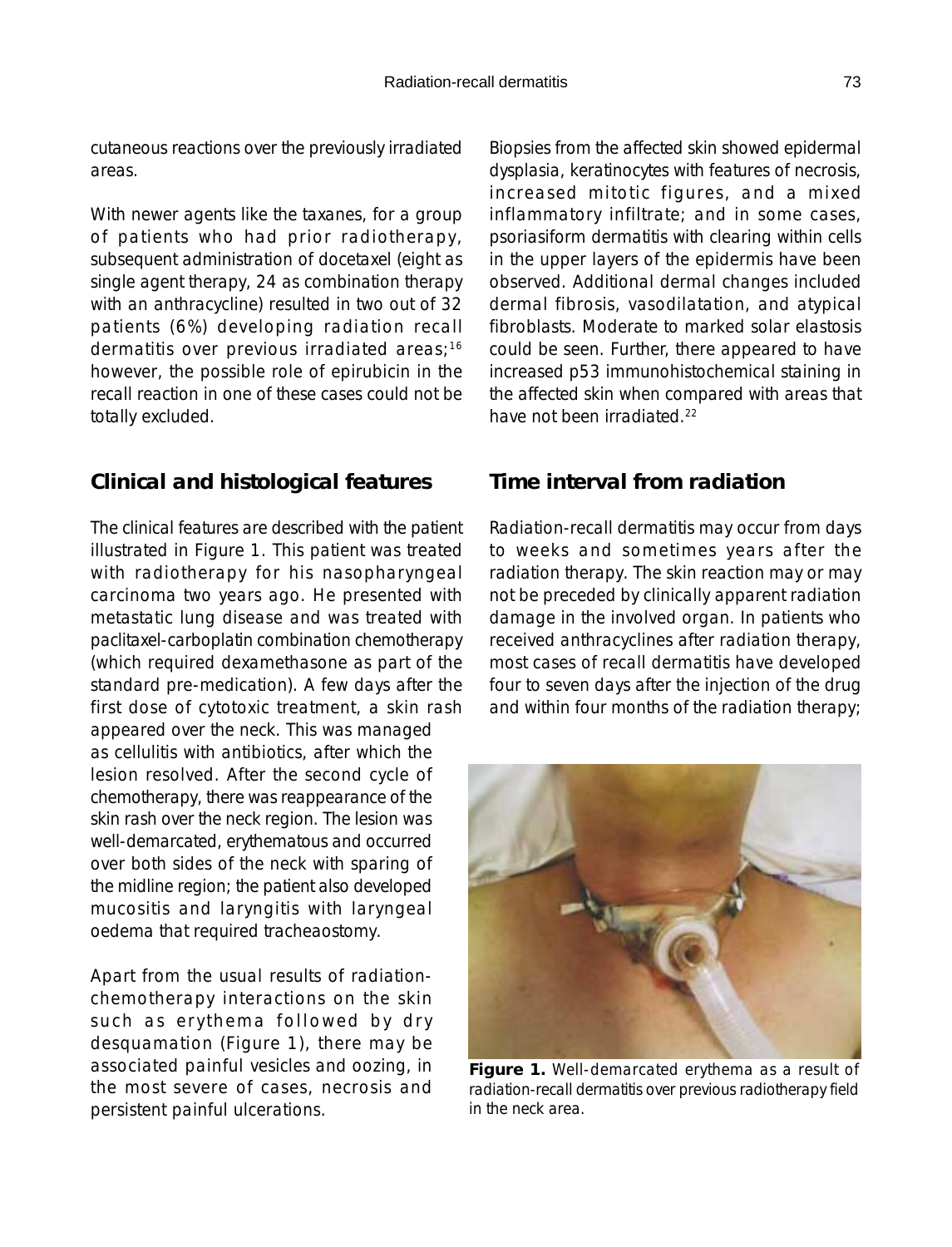cutaneous reactions over the previously irradiated areas.

With newer agents like the taxanes, for a group of patients who had prior radiotherapy, subsequent administration of docetaxel (eight as single agent therapy, 24 as combination therapy with an anthracycline) resulted in two out of 32 patients (6%) developing radiation recall dermatitis over previous irradiated areas;[16] however, the possible role of epirubicin in the recall reaction in one of these cases could not be totally excluded.

## Clinical and histological features

The clinical features are described with the patient illustrated in Figure 1. This patient was treated with radiotherapy for his nasopharyngeal carcinoma two years ago. He presented with metastatic lung disease and was treated with paclitaxel-carboplatin combination chemotherapy (which required dexamethasone as part of the standard pre-medication). A few days after the first dose of cytotoxic treatment, a skin rash appeared over the neck. This was managed as cellulitis with antibiotics, after which the lesion resolved. After the second cycle of chemotherapy, there was reappearance of the skin rash over the neck region. The lesion was well-demarcated, erythematous and occurred over both sides of the neck with sparing of the midline region; the patient also developed mucositis and laryngitis with laryngeal oedema that required tracheaostomy.

Apart from the usual results of radiation-chemotherapy interactions on the skin such as erythema followed by dry desquamation (Figure 1), there may be associated painful vesicles and oozing, in the most severe of cases, necrosis and persistent painful ulcerations.

Biopsies from the affected skin showed epidermal dysplasia, keratinocytes with features of necrosis, increased mitotic figures, and a mixed inflammatory infiltrate; and in some cases, psoriasiform dermatitis with clearing within cells in the upper layers of the epidermis have been observed. Additional dermal changes included dermal fibrosis, vasodilatation, and atypical fibroblasts. Moderate to marked solar elastosis could be seen. Further, there appeared to have increased p53 immunohistochemical staining in the affected skin when compared with areas that have not been irradiated.[22]

## Time interval from radiation

Radiation-recall dermatitis may occur from days to weeks and sometimes years after the radiation therapy. The skin reaction may or may not be preceded by clinically apparent radiation damage in the involved organ. In patients who received anthracyclines after radiation therapy, most cases of recall dermatitis have developed four to seven days after the injection of the drug and within four months of the radiation therapy;

**Figure 1.** Well-demarcated erythema as a result of radiation-recall dermatitis over previous radiotherapy field in the neck area.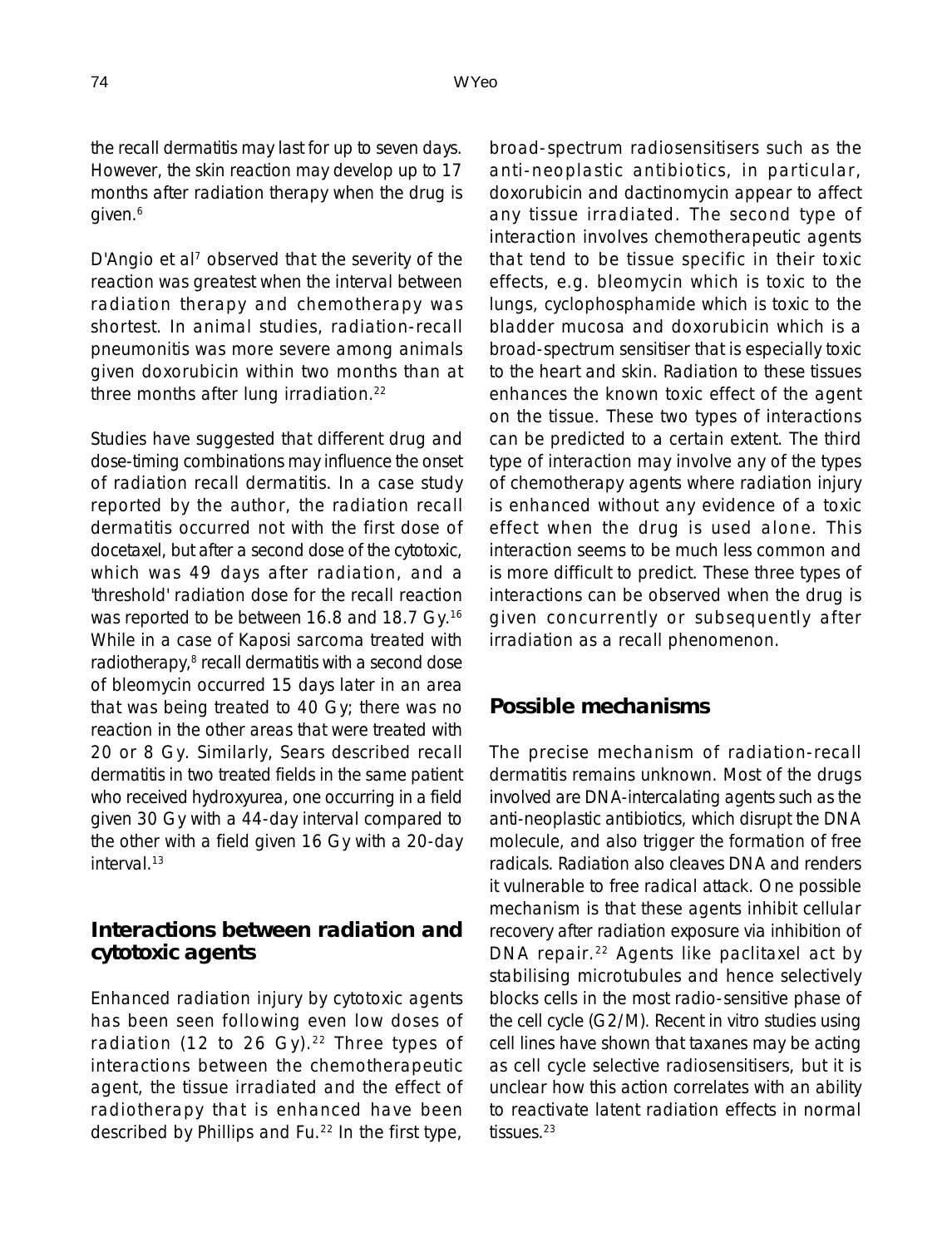the recall dermatitis may last for up to seven days. However, the skin reaction may develop up to 17 months after radiation therapy when the drug is given.[6]

D'Angio et al[7] observed that the severity of the reaction was greatest when the interval between radiation therapy and chemotherapy was shortest. In animal studies, radiation-recall pneumonitis was more severe among animals given doxorubicin within two months than at three months after lung irradiation.[22]

Studies have suggested that different drug and dose-timing combinations may influence the onset of radiation recall dermatitis. In a case study reported by the author, the radiation recall dermatitis occurred not with the first dose of docetaxel, but after a second dose of the cytotoxic, which was 49 days after radiation, and a 'threshold' radiation dose for the recall reaction was reported to be between 16.8 and 18.7 Gy.[16] While in a case of Kaposi sarcoma treated with radiotherapy,[8] recall dermatitis with a second dose of bleomycin occurred 15 days later in an area that was being treated to 40 Gy; there was no reaction in the other areas that were treated with 20 or 8 Gy. Similarly, Sears described recall dermatitis in two treated fields in the same patient who received hydroxyurea, one occurring in a field given 30 Gy with a 44-day interval compared to the other with a field given 16 Gy with a 20-day interval.[13]

## Interactions between radiation and cytotoxic agents

Enhanced radiation injury by cytotoxic agents has been seen following even low doses of radiation (12 to 26 Gy).[22] Three types of interactions between the chemotherapeutic agent, the tissue irradiated and the effect of radiotherapy that is enhanced have been described by Phillips and Fu.[22] In the first type, broad-spectrum radiosensitisers such as the anti-neoplastic antibiotics, in particular, doxorubicin and dactinomycin appear to affect any tissue irradiated. The second type of interaction involves chemotherapeutic agents that tend to be tissue specific in their toxic effects, e.g. bleomycin which is toxic to the lungs, cyclophosphamide which is toxic to the bladder mucosa and doxorubicin which is a broad-spectrum sensitiser that is especially toxic to the heart and skin. Radiation to these tissues enhances the known toxic effect of the agent on the tissue. These two types of interactions can be predicted to a certain extent. The third type of interaction may involve any of the types of chemotherapy agents where radiation injury is enhanced without any evidence of a toxic effect when the drug is used alone. This interaction seems to be much less common and is more difficult to predict. These three types of interactions can be observed when the drug is given concurrently or subsequently after irradiation as a recall phenomenon.

## Possible mechanisms

The precise mechanism of radiation-recall dermatitis remains unknown. Most of the drugs involved are DNA-intercalating agents such as the anti-neoplastic antibiotics, which disrupt the DNA molecule, and also trigger the formation of free radicals. Radiation also cleaves DNA and renders it vulnerable to free radical attack. One possible mechanism is that these agents inhibit cellular recovery after radiation exposure via inhibition of DNA repair.[22] Agents like paclitaxel act by stabilising microtubules and hence selectively blocks cells in the most radio-sensitive phase of the cell cycle (G2/M). Recent in vitro studies using cell lines have shown that taxanes may be acting as cell cycle selective radiosensitisers, but it is unclear how this action correlates with an ability to reactivate latent radiation effects in normal tissues.[23]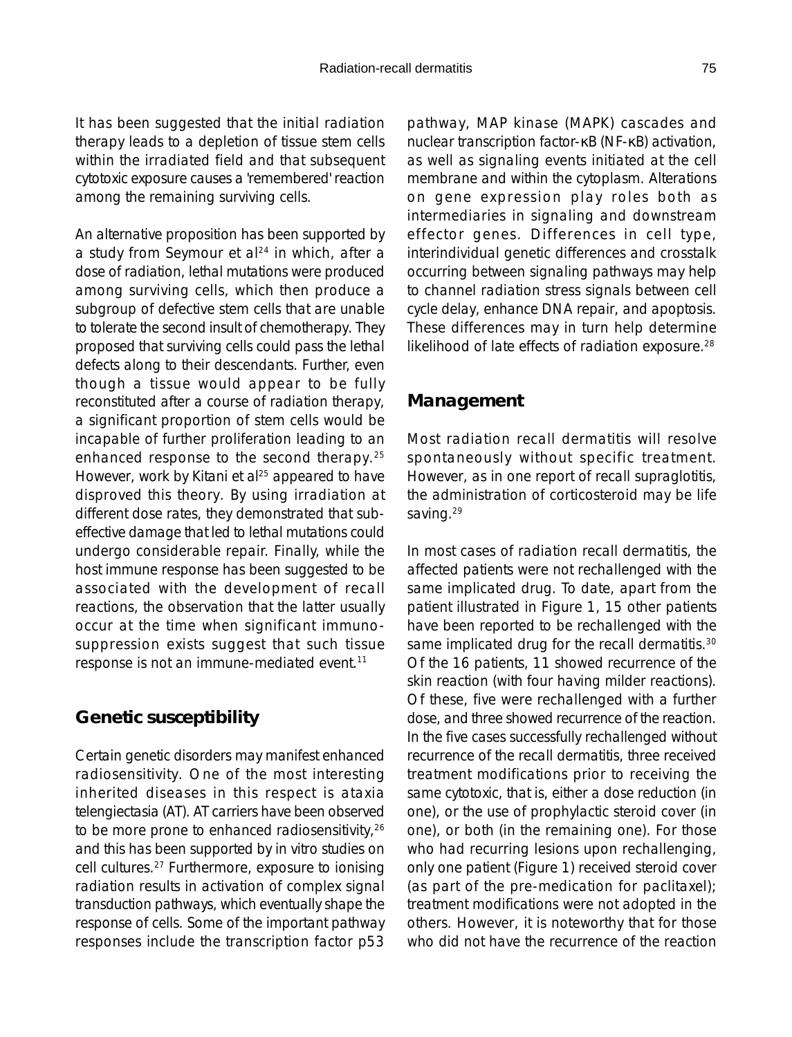It has been suggested that the initial radiation therapy leads to a depletion of tissue stem cells within the irradiated field and that subsequent cytotoxic exposure causes a 'remembered' reaction among the remaining surviving cells.

An alternative proposition has been supported by a study from Seymour et al[24] in which, after a dose of radiation, lethal mutations were produced among surviving cells, which then produce a subgroup of defective stem cells that are unable to tolerate the second insult of chemotherapy. They proposed that surviving cells could pass the lethal defects along to their descendants. Further, even though a tissue would appear to be fully reconstituted after a course of radiation therapy, a significant proportion of stem cells would be incapable of further proliferation leading to an enhanced response to the second therapy.[25] However, work by Kitani et al[25] appeared to have disproved this theory. By using irradiation at different dose rates, they demonstrated that sub-effective damage that led to lethal mutations could undergo considerable repair. Finally, while the host immune response has been suggested to be associated with the development of recall reactions, the observation that the latter usually occur at the time when significant immunosuppression exists suggest that such tissue response is not an immune-mediated event.[11]

## Genetic susceptibility

Certain genetic disorders may manifest enhanced radiosensitivity. One of the most interesting inherited diseases in this respect is ataxia telengiectasia (AT). AT carriers have been observed to be more prone to enhanced radiosensitivity,[26] and this has been supported by in vitro studies on cell cultures.[27] Furthermore, exposure to ionising radiation results in activation of complex signal transduction pathways, which eventually shape the response of cells. Some of the important pathway responses include the transcription factor p53 pathway, MAP kinase (MAPK) cascades and nuclear transcription factor-κB (NF-κB) activation, as well as signaling events initiated at the cell membrane and within the cytoplasm. Alterations on gene expression play roles both as intermediaries in signaling and downstream effector genes. Differences in cell type, interindividual genetic differences and crosstalk occurring between signaling pathways may help to channel radiation stress signals between cell cycle delay, enhance DNA repair, and apoptosis. These differences may in turn help determine likelihood of late effects of radiation exposure.[28]

## Management

Most radiation recall dermatitis will resolve spontaneously without specific treatment. However, as in one report of recall supraglotitis, the administration of corticosteroid may be life saving.[29]

In most cases of radiation recall dermatitis, the affected patients were not rechallenged with the same implicated drug. To date, apart from the patient illustrated in Figure 1, 15 other patients have been reported to be rechallenged with the same implicated drug for the recall dermatitis.[30] Of the 16 patients, 11 showed recurrence of the skin reaction (with four having milder reactions). Of these, five were rechallenged with a further dose, and three showed recurrence of the reaction. In the five cases successfully rechallenged without recurrence of the recall dermatitis, three received treatment modifications prior to receiving the same cytotoxic, that is, either a dose reduction (in one), or the use of prophylactic steroid cover (in one), or both (in the remaining one). For those who had recurring lesions upon rechallenging, only one patient (Figure 1) received steroid cover (as part of the pre-medication for paclitaxel); treatment modifications were not adopted in the others. However, it is noteworthy that for those who did not have the recurrence of the reaction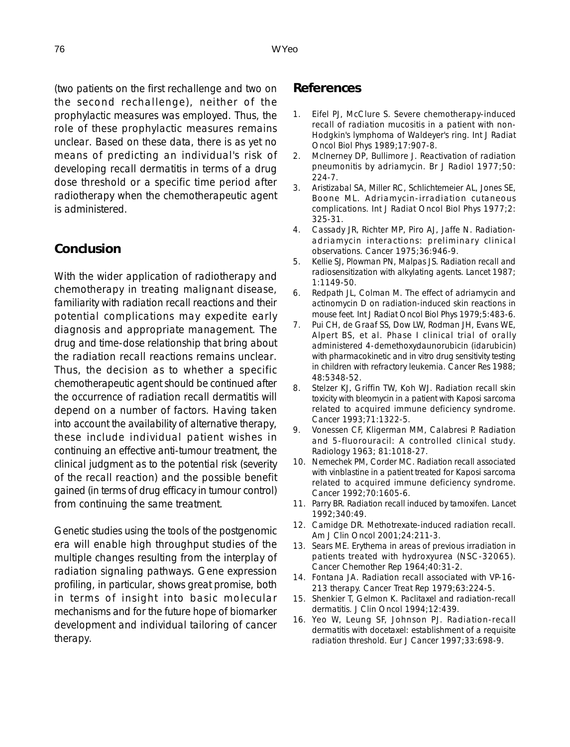(two patients on the first rechallenge and two on the second rechallenge), neither of the prophylactic measures was employed. Thus, the role of these prophylactic measures remains unclear. Based on these data, there is as yet no means of predicting an individual's risk of developing recall dermatitis in terms of a drug dose threshold or a specific time period after radiotherapy when the chemotherapeutic agent is administered.

## Conclusion

With the wider application of radiotherapy and chemotherapy in treating malignant disease, familiarity with radiation recall reactions and their potential complications may expedite early diagnosis and appropriate management. The drug and time-dose relationship that bring about the radiation recall reactions remains unclear. Thus, the decision as to whether a specific chemotherapeutic agent should be continued after the occurrence of radiation recall dermatitis will depend on a number of factors. Having taken into account the availability of alternative therapy, these include individual patient wishes in continuing an effective anti-tumour treatment, the clinical judgment as to the potential risk (severity of the recall reaction) and the possible benefit gained (in terms of drug efficacy in tumour control) from continuing the same treatment.

Genetic studies using the tools of the postgenomic era will enable high throughput studies of the multiple changes resulting from the interplay of radiation signaling pathways. Gene expression profiling, in particular, shows great promise, both in terms of insight into basic molecular mechanisms and for the future hope of biomarker development and individual tailoring of cancer therapy.

## References

1. Eifel PJ, McClure S. Severe chemotherapy-induced recall of radiation mucositis in a patient with non-Hodgkin's lymphoma of Waldeyer's ring. Int J Radiat Oncol Biol Phys 1989;17:907-8.
2. McInerney DP, Bullimore J. Reactivation of radiation pneumonitis by adriamycin. Br J Radiol 1977;50: 224-7.
3. Aristizabal SA, Miller RC, Schlichtemeier AL, Jones SE, Boone ML. Adriamycin-irradiation cutaneous complications. Int J Radiat Oncol Biol Phys 1977;2: 325-31.
4. Cassady JR, Richter MP, Piro AJ, Jaffe N. Radiation-adriamycin interactions: preliminary clinical observations. Cancer 1975;36:946-9.
5. Kellie SJ, Plowman PN, Malpas JS. Radiation recall and radiosensitization with alkylating agents. Lancet 1987; 1:1149-50.
6. Redpath JL, Colman M. The effect of adriamycin and actinomycin D on radiation-induced skin reactions in mouse feet. Int J Radiat Oncol Biol Phys 1979;5:483-6.
7. Pui CH, de Graaf SS, Dow LW, Rodman JH, Evans WE, Alpert BS, et al. Phase I clinical trial of orally administered 4-demethoxydaunorubicin (idarubicin) with pharmacokinetic and in vitro drug sensitivity testing in children with refractory leukemia. Cancer Res 1988; 48:5348-52.
8. Stelzer KJ, Griffin TW, Koh WJ. Radiation recall skin toxicity with bleomycin in a patient with Kaposi sarcoma related to acquired immune deficiency syndrome. Cancer 1993;71:1322-5.
9. Vonessen CF, Kligerman MM, Calabresi P. Radiation and 5-fluorouracil: A controlled clinical study. Radiology 1963; 81:1018-27.
10. Nemechek PM, Corder MC. Radiation recall associated with vinblastine in a patient treated for Kaposi sarcoma related to acquired immune deficiency syndrome. Cancer 1992;70:1605-6.
11. Parry BR. Radiation recall induced by tamoxifen. Lancet 1992;340:49.
12. Camidge DR. Methotrexate-induced radiation recall. Am J Clin Oncol 2001;24:211-3.
13. Sears ME. Erythema in areas of previous irradiation in patients treated with hydroxyurea (NSC-32065). Cancer Chemother Rep 1964;40:31-2.
14. Fontana JA. Radiation recall associated with VP-16-213 therapy. Cancer Treat Rep 1979;63:224-5.
15. Shenkier T, Gelmon K. Paclitaxel and radiation-recall dermatitis. J Clin Oncol 1994;12:439.
16. Yeo W, Leung SF, Johnson PJ. Radiation-recall dermatitis with docetaxel: establishment of a requisite radiation threshold. Eur J Cancer 1997;33:698-9.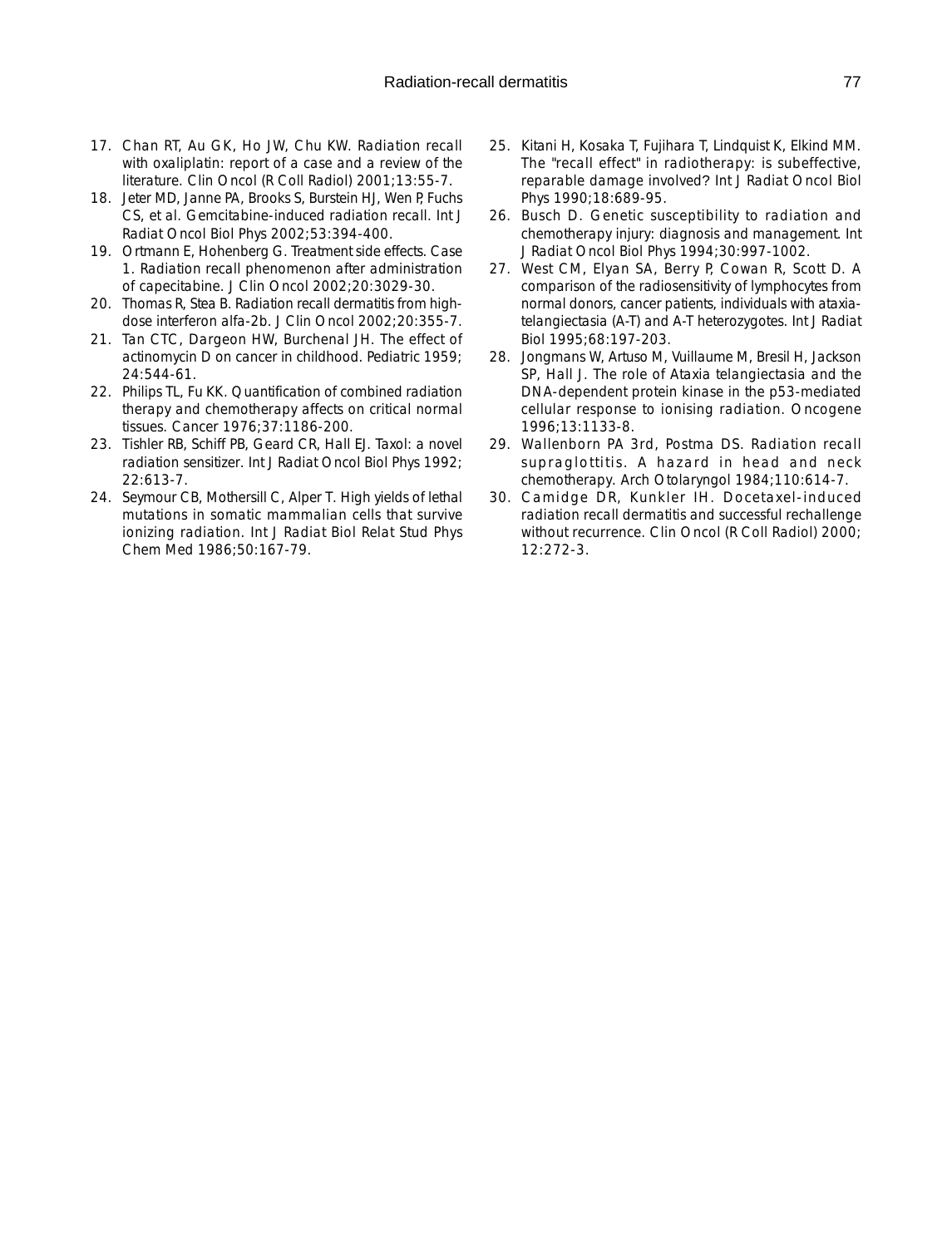17. Chan RT, Au GK, Ho JW, Chu KW. Radiation recall with oxaliplatin: report of a case and a review of the literature. Clin Oncol (R Coll Radiol) 2001;13:55-7.
18. Jeter MD, Janne PA, Brooks S, Burstein HJ, Wen P, Fuchs CS, et al. Gemcitabine-induced radiation recall. Int J Radiat Oncol Biol Phys 2002;53:394-400.
19. Ortmann E, Hohenberg G. Treatment side effects. Case 1. Radiation recall phenomenon after administration of capecitabine. J Clin Oncol 2002;20:3029-30.
20. Thomas R, Stea B. Radiation recall dermatitis from high-dose interferon alfa-2b. J Clin Oncol 2002;20:355-7.
21. Tan CTC, Dargeon HW, Burchenal JH. The effect of actinomycin D on cancer in childhood. Pediatric 1959; 24:544-61.
22. Philips TL, Fu KK. Quantification of combined radiation therapy and chemotherapy affects on critical normal tissues. Cancer 1976;37:1186-200.
23. Tishler RB, Schiff PB, Geard CR, Hall EJ. Taxol: a novel radiation sensitizer. Int J Radiat Oncol Biol Phys 1992; 22:613-7.
24. Seymour CB, Mothersill C, Alper T. High yields of lethal mutations in somatic mammalian cells that survive ionizing radiation. Int J Radiat Biol Relat Stud Phys Chem Med 1986;50:167-79.
25. Kitani H, Kosaka T, Fujihara T, Lindquist K, Elkind MM. The "recall effect" in radiotherapy: is subeffective, reparable damage involved? Int J Radiat Oncol Biol Phys 1990;18:689-95.
26. Busch D. Genetic susceptibility to radiation and chemotherapy injury: diagnosis and management. Int J Radiat Oncol Biol Phys 1994;30:997-1002.
27. West CM, Elyan SA, Berry P, Cowan R, Scott D. A comparison of the radiosensitivity of lymphocytes from normal donors, cancer patients, individuals with ataxia-telangiectasia (A-T) and A-T heterozygotes. Int J Radiat Biol 1995;68:197-203.
28. Jongmans W, Artuso M, Vuillaume M, Bresil H, Jackson SP, Hall J. The role of Ataxia telangiectasia and the DNA-dependent protein kinase in the p53-mediated cellular response to ionising radiation. Oncogene 1996;13:1133-8.
29. Wallenborn PA 3rd, Postma DS. Radiation recall supraglottitis. A hazard in head and neck chemotherapy. Arch Otolaryngol 1984;110:614-7.
30. Camidge DR, Kunkler IH. Docetaxel-induced radiation recall dermatitis and successful rechallenge without recurrence. Clin Oncol (R Coll Radiol) 2000; 12:272-3.